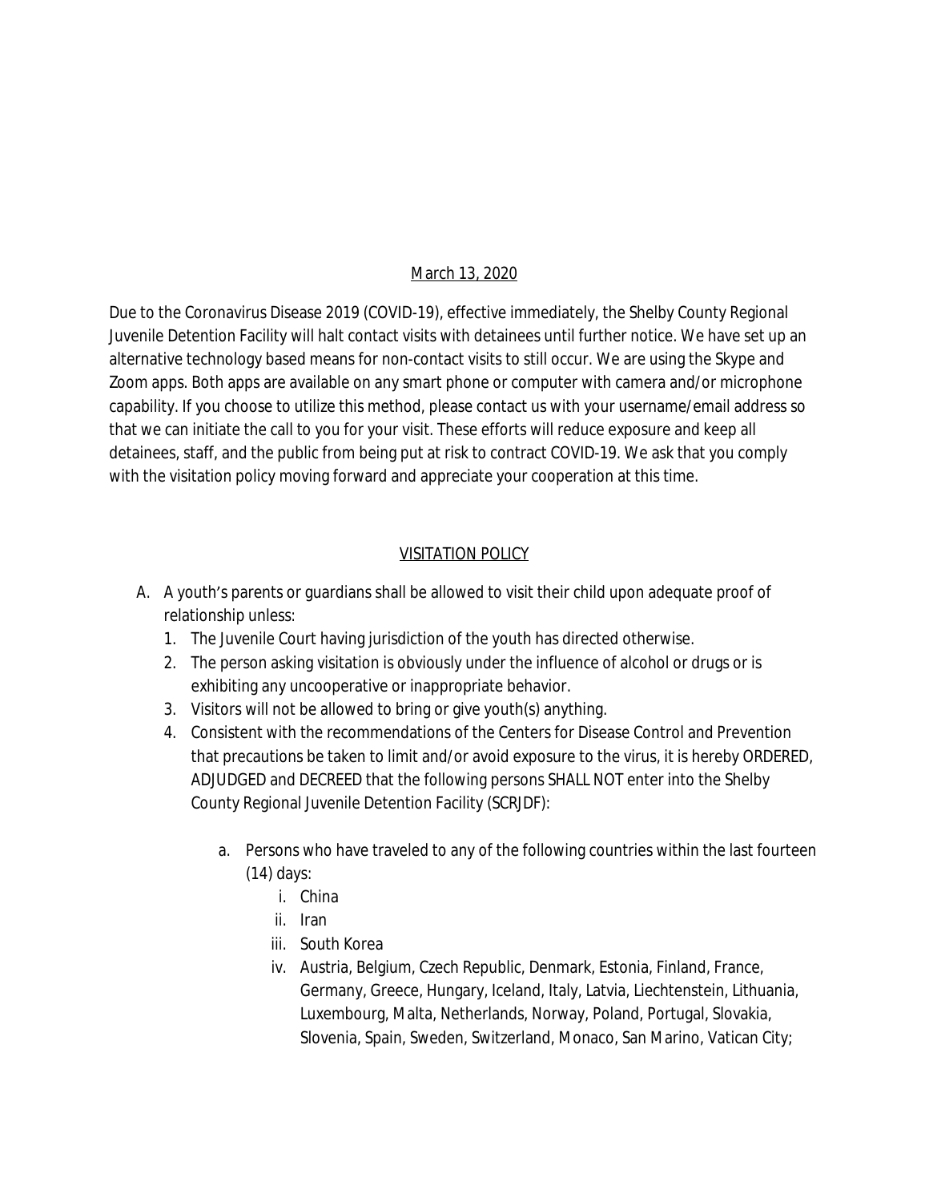March 13, 2020

Due to the Coronavirus Disease 2019 (COVID-19), effective immediately, the Shelby County Regional Juvenile Detention Facility will halt contact visits with detainees until further notice. We have set up an alternative technology based means for non-contact visits to still occur. We are using the Skype and Zoom apps. Both apps are available on any smart phone or computer with camera and/or microphone capability. If you choose to utilize this method, please contact us with your username/email address so that we can initiate the call to you for your visit. These efforts will reduce exposure and keep all detainees, staff, and the public from being put at risk to contract COVID-19. We ask that you comply with the visitation policy moving forward and appreciate your cooperation at this time.

## VISITATION POLICY

A. A youth's parents or guardians shall be allowed to visit their child upon adequate proof of relationship unless:
   1. The Juvenile Court having jurisdiction of the youth has directed otherwise.
   2. The person asking visitation is obviously under the influence of alcohol or drugs or is exhibiting any uncooperative or inappropriate behavior.
   3. Visitors will not be allowed to bring or give youth(s) anything.
   4. Consistent with the recommendations of the Centers for Disease Control and Prevention that precautions be taken to limit and/or avoid exposure to the virus, it is hereby ORDERED, ADJUDGED and DECREED that the following persons SHALL NOT enter into the Shelby County Regional Juvenile Detention Facility (SCRJDF):

      a. Persons who have traveled to any of the following countries within the last fourteen (14) days:
         i. China
         ii. Iran
         iii. South Korea
         iv. Austria, Belgium, Czech Republic, Denmark, Estonia, Finland, France, Germany, Greece, Hungary, Iceland, Italy, Latvia, Liechtenstein, Lithuania, Luxembourg, Malta, Netherlands, Norway, Poland, Portugal, Slovakia, Slovenia, Spain, Sweden, Switzerland, Monaco, San Marino, Vatican City;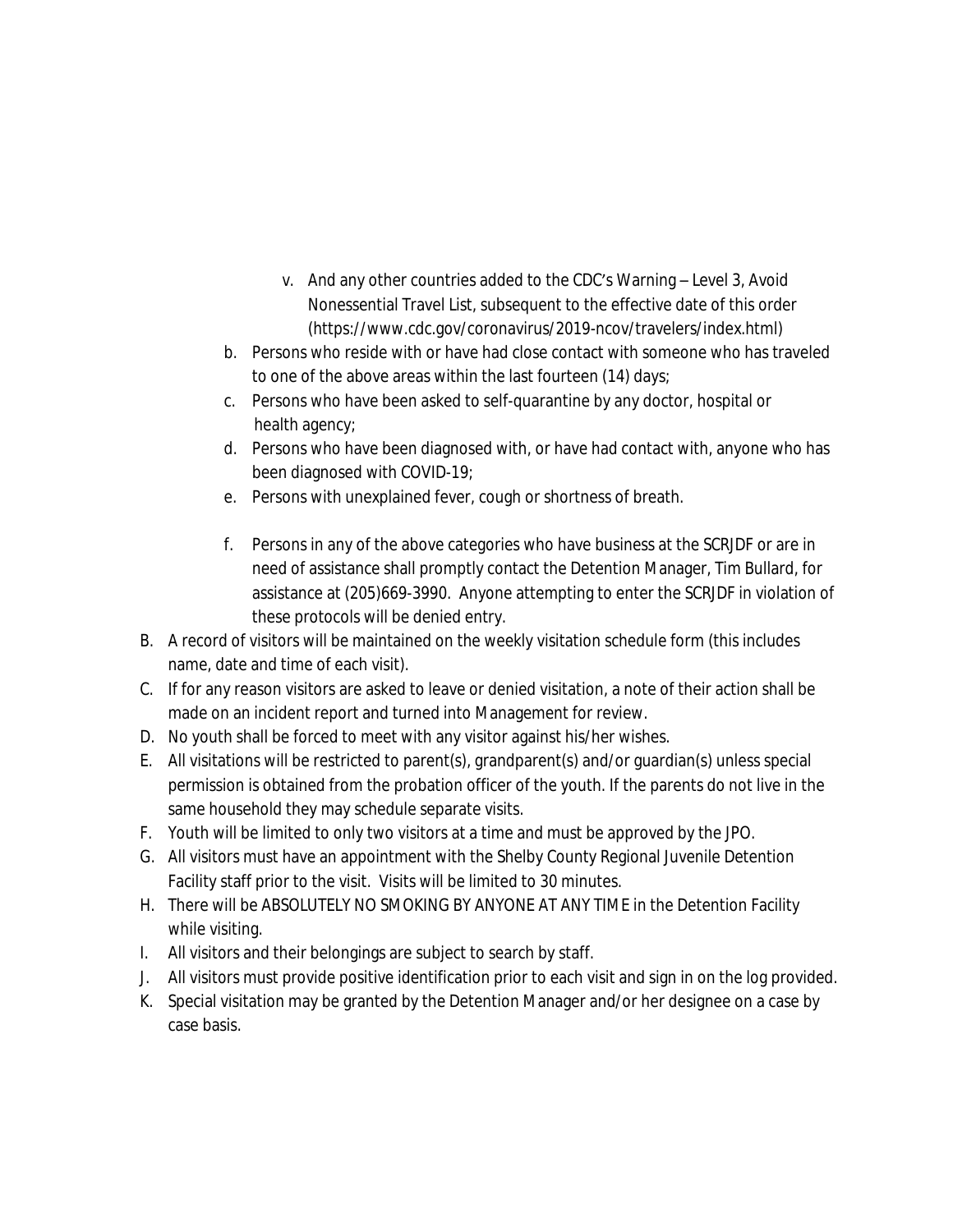v. And any other countries added to the CDC's Warning – Level 3, Avoid Nonessential Travel List, subsequent to the effective date of this order (https://www.cdc.gov/coronavirus/2019-ncov/travelers/index.html)

b. Persons who reside with or have had close contact with someone who has traveled to one of the above areas within the last fourteen (14) days;
c. Persons who have been asked to self-quarantine by any doctor, hospital or health agency;
d. Persons who have been diagnosed with, or have had contact with, anyone who has been diagnosed with COVID-19;
e. Persons with unexplained fever, cough or shortness of breath.
f. Persons in any of the above categories who have business at the SCRJDF or are in need of assistance shall promptly contact the Detention Manager, Tim Bullard, for assistance at (205)669-3990. Anyone attempting to enter the SCRJDF in violation of these protocols will be denied entry.

B. A record of visitors will be maintained on the weekly visitation schedule form (this includes name, date and time of each visit).
C. If for any reason visitors are asked to leave or denied visitation, a note of their action shall be made on an incident report and turned into Management for review.
D. No youth shall be forced to meet with any visitor against his/her wishes.
E. All visitations will be restricted to parent(s), grandparent(s) and/or guardian(s) unless special permission is obtained from the probation officer of the youth. If the parents do not live in the same household they may schedule separate visits.
F. Youth will be limited to only two visitors at a time and must be approved by the JPO.
G. All visitors must have an appointment with the Shelby County Regional Juvenile Detention Facility staff prior to the visit. Visits will be limited to 30 minutes.
H. There will be ABSOLUTELY NO SMOKING BY ANYONE AT ANY TIME in the Detention Facility while visiting.
I. All visitors and their belongings are subject to search by staff.
J. All visitors must provide positive identification prior to each visit and sign in on the log provided.
K. Special visitation may be granted by the Detention Manager and/or her designee on a case by case basis.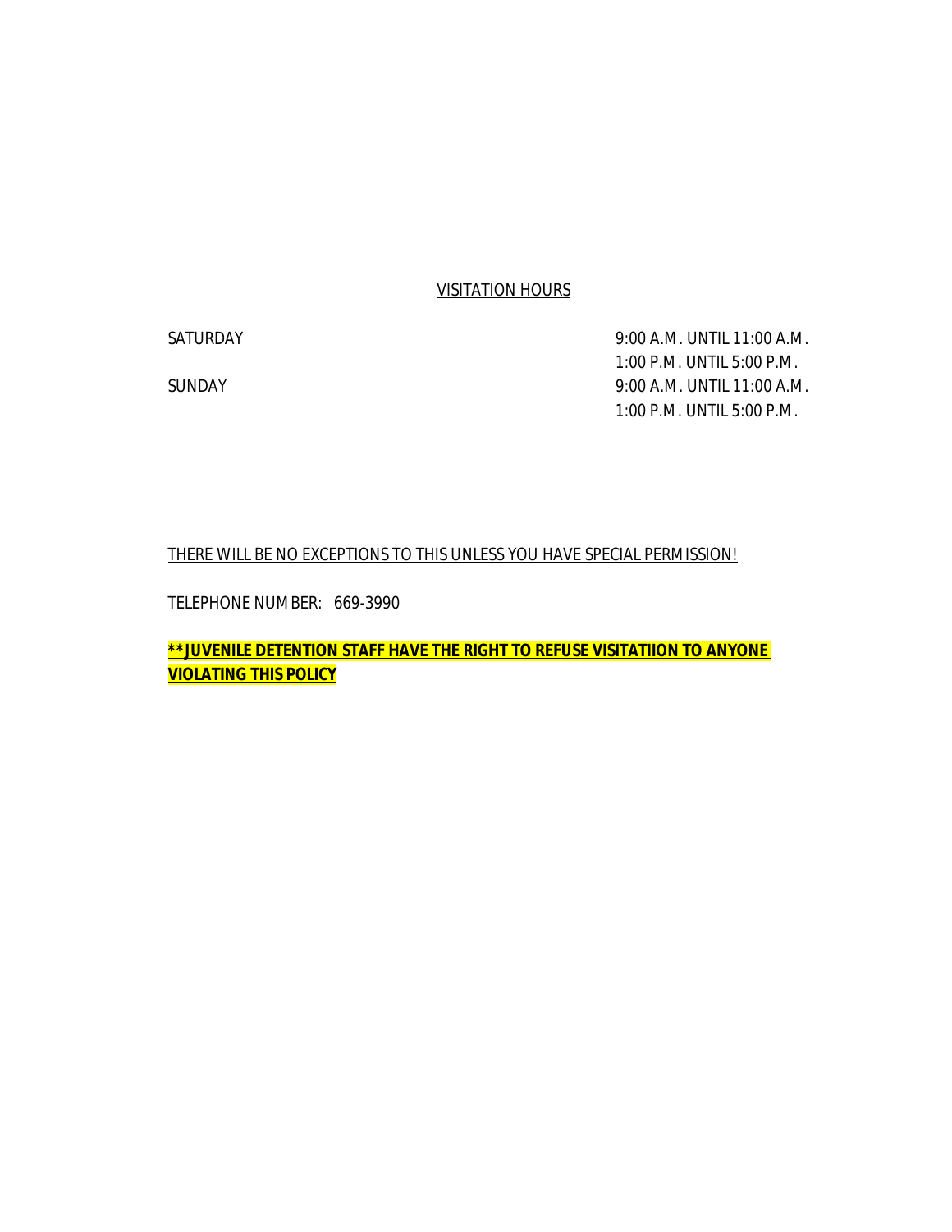## VISITATION HOURS

| | |
|---|---|
| SATURDAY | 9:00 A.M. UNTIL 11:00 A.M. |
| | 1:00 P.M. UNTIL 5:00 P.M. |
| SUNDAY | 9:00 A.M. UNTIL 11:00 A.M. |
| | 1:00 P.M. UNTIL 5:00 P.M. |

THERE WILL BE NO EXCEPTIONS TO THIS UNLESS YOU HAVE SPECIAL PERMISSION!

TELEPHONE NUMBER: 669-3990

****JUVENILE DETENTION STAFF HAVE THE RIGHT TO REFUSE VISITATIION TO ANYONE VIOLATING THIS POLICY**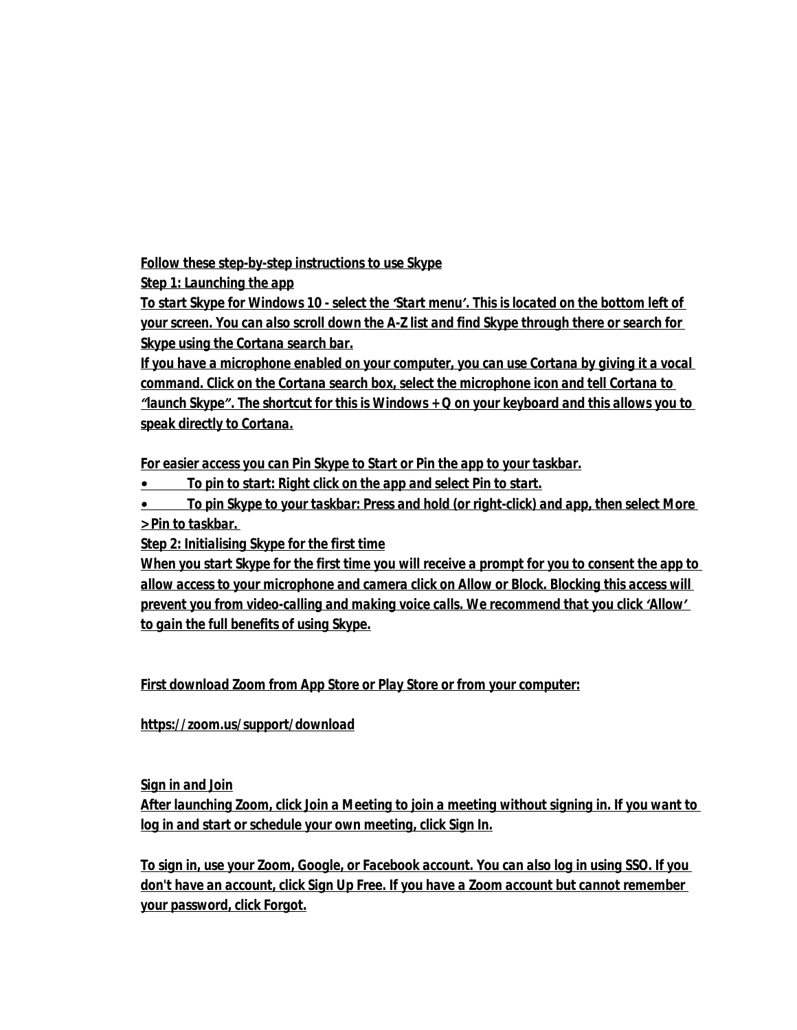**Follow these step-by-step instructions to use Skype**

**Step 1: Launching the app**

To start Skype for Windows 10 - select the 'Start menu'. This is located on the bottom left of your screen. You can also scroll down the A-Z list and find Skype through there or search for Skype using the Cortana search bar.

If you have a microphone enabled on your computer, you can use Cortana by giving it a vocal command. Click on the Cortana search box, select the microphone icon and tell Cortana to "launch Skype". The shortcut for this is Windows + Q on your keyboard and this allows you to speak directly to Cortana.

For easier access you can Pin Skype to Start or Pin the app to your taskbar.

- To pin to start: Right click on the app and select Pin to start.
- To pin Skype to your taskbar: Press and hold (or right-click) and app, then select More > Pin to taskbar.

**Step 2: Initialising Skype for the first time**

When you start Skype for the first time you will receive a prompt for you to consent the app to allow access to your microphone and camera click on Allow or Block. Blocking this access will prevent you from video-calling and making voice calls. We recommend that you click 'Allow' to gain the full benefits of using Skype.

First download Zoom from App Store or Play Store or from your computer:

https://zoom.us/support/download

**Sign in and Join**

After launching Zoom, click Join a Meeting to join a meeting without signing in. If you want to log in and start or schedule your own meeting, click Sign In.

To sign in, use your Zoom, Google, or Facebook account. You can also log in using SSO. If you don't have an account, click Sign Up Free. If you have a Zoom account but cannot remember your password, click Forgot.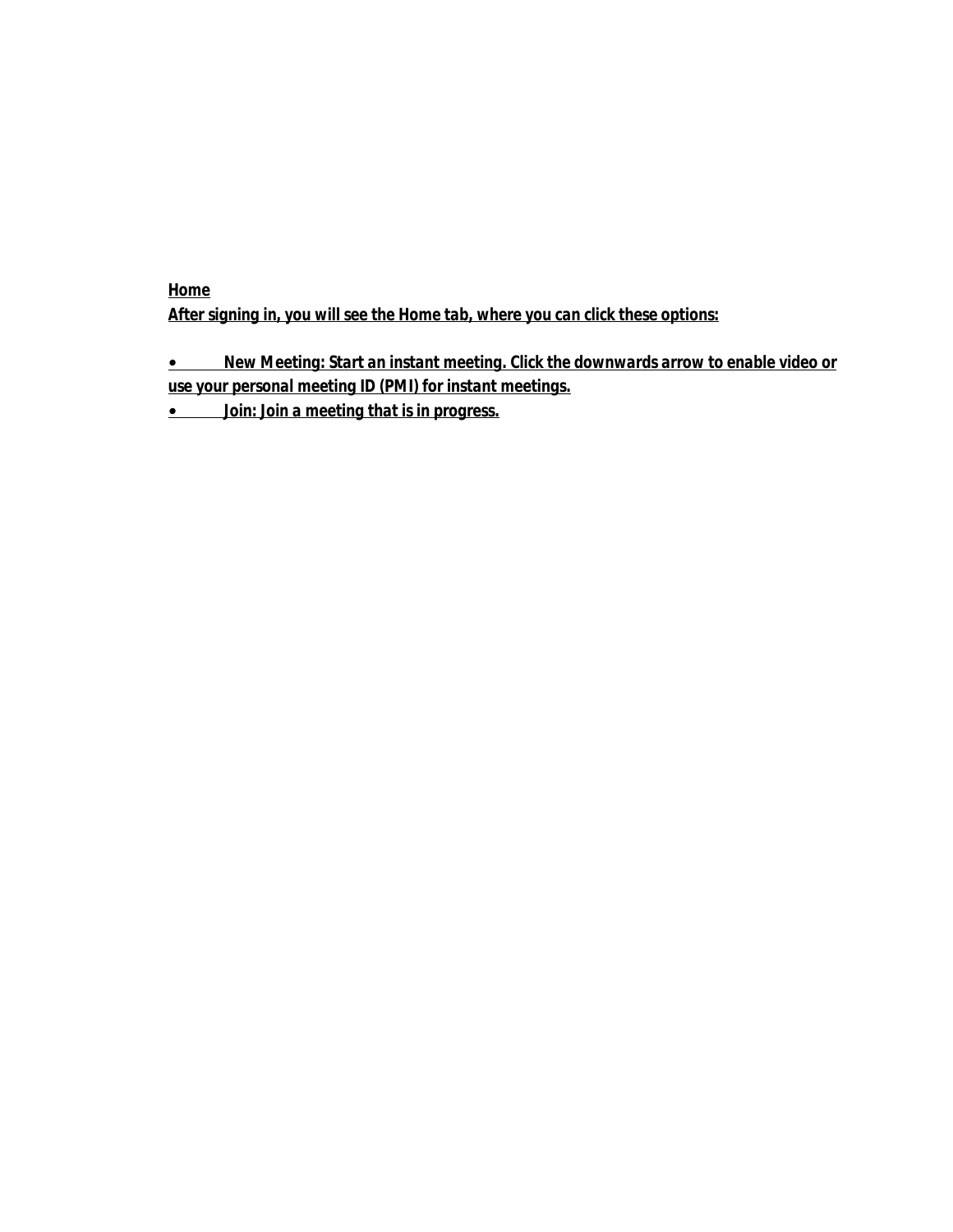**Home**

**After signing in, you will see the Home tab, where you can click these options:**

- **New Meeting: Start an instant meeting. Click the downwards arrow to enable video or use your personal meeting ID (PMI) for instant meetings.**
- **Join: Join a meeting that is in progress.**